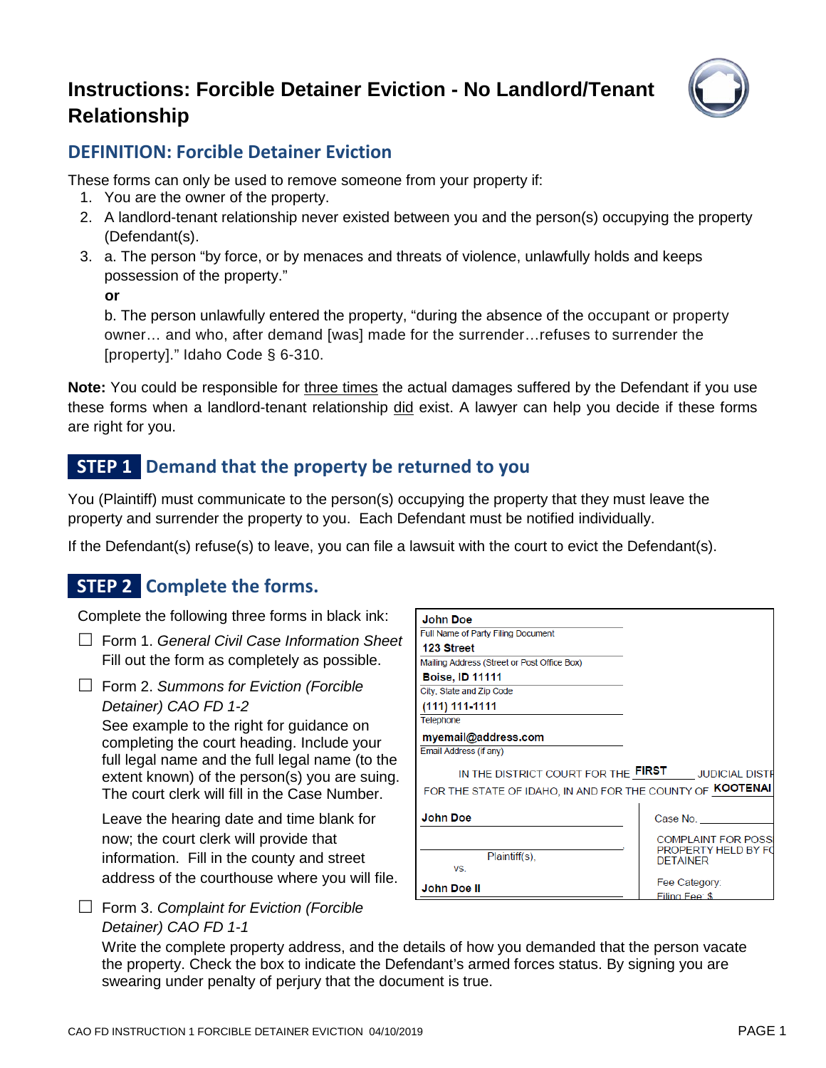# Instructions: Forcible Detainer Eviction - No Landlord/Tenant Relationship

## DEFINITION: Forcible Detainer Eviction

These forms can only be used to remove someone from your property if:

1. You are the owner of the property.
2. A landlord-tenant relationship never existed between you and the person(s) occupying the property (Defendant(s).
3. a. The person "by force, or by menaces and threats of violence, unlawfully holds and keeps possession of the property."

   **or**

   b. The person unlawfully entered the property, "during the absence of the occupant or property owner… and who, after demand [was] made for the surrender…refuses to surrender the [property]." Idaho Code § 6-310.

**Note:** You could be responsible for <u>three times</u> the actual damages suffered by the Defendant if you use these forms when a landlord-tenant relationship <u>did</u> exist. A lawyer can help you decide if these forms are right for you.

## STEP 1 Demand that the property be returned to you

You (Plaintiff) must communicate to the person(s) occupying the property that they must leave the property and surrender the property to you. Each Defendant must be notified individually.

If the Defendant(s) refuse(s) to leave, you can file a lawsuit with the court to evict the Defendant(s).

## STEP 2 Complete the forms.

Complete the following three forms in black ink:

- ☐ Form 1. *General Civil Case Information Sheet*
  Fill out the form as completely as possible.

- ☐ Form 2. *Summons for Eviction (Forcible Detainer) CAO FD 1-2*
  See example to the right for guidance on completing the court heading. Include your full legal name and the full legal name (to the extent known) of the person(s) you are suing. The court clerk will fill in the Case Number.

  Leave the hearing date and time blank for now; the court clerk will provide that information. Fill in the county and street address of the courthouse where you will file.

  > John Doe
  > Full Name of Party Filing Document
  > 123 Street
  > Mailing Address (Street or Post Office Box)
  > Boise, ID 11111
  > City, State and Zip Code
  > (111) 111-1111
  > Telephone
  > myemail@address.com
  > Email Address (if any)
  >
  > IN THE DISTRICT COURT FOR THE FIRST JUDICIAL DISTR
  > FOR THE STATE OF IDAHO, IN AND FOR THE COUNTY OF KOOTENAI
  >
  > John Doe
  > Plaintiff(s),
  > vs.
  > John Doe II
  >
  > Case No.
  > COMPLAINT FOR POSS PROPERTY HELD BY FO DETAINER
  > Fee Category:
  > Filing Fee: $

- ☐ Form 3. *Complaint for Eviction (Forcible Detainer) CAO FD 1-1*
  Write the complete property address, and the details of how you demanded that the person vacate the property. Check the box to indicate the Defendant's armed forces status. By signing you are swearing under penalty of perjury that the document is true.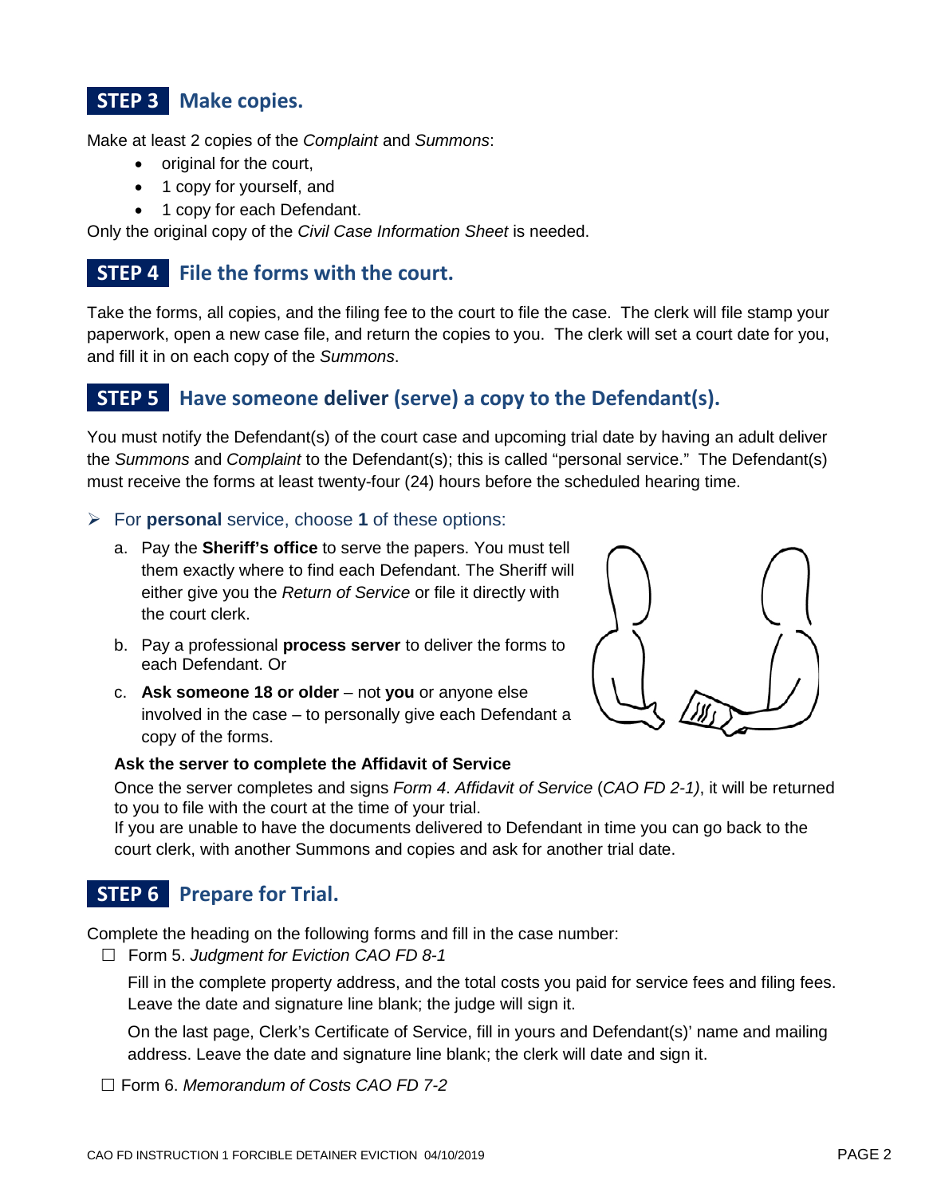## STEP 3 Make copies.

Make at least 2 copies of the *Complaint* and *Summons*:

- original for the court,
- 1 copy for yourself, and
- 1 copy for each Defendant.

Only the original copy of the *Civil Case Information Sheet* is needed.

## STEP 4 File the forms with the court.

Take the forms, all copies, and the filing fee to the court to file the case. The clerk will file stamp your paperwork, open a new case file, and return the copies to you. The clerk will set a court date for you, and fill it in on each copy of the *Summons*.

## STEP 5 Have someone **deliver** (serve) a copy to the Defendant(s).

You must notify the Defendant(s) of the court case and upcoming trial date by having an adult deliver the *Summons* and *Complaint* to the Defendant(s); this is called "personal service." The Defendant(s) must receive the forms at least twenty-four (24) hours before the scheduled hearing time.

- For **personal** service, choose **1** of these options:

  a. Pay the **Sheriff's office** to serve the papers. You must tell them exactly where to find each Defendant. The Sheriff will either give you the *Return of Service* or file it directly with the court clerk.

  b. Pay a professional **process server** to deliver the forms to each Defendant. Or

  c. **Ask someone 18 or older** – not **you** or anyone else involved in the case – to personally give each Defendant a copy of the forms.

  **Ask the server to complete the Affidavit of Service**

  Once the server completes and signs *Form 4. Affidavit of Service* (*CAO FD 2-1)*, it will be returned to you to file with the court at the time of your trial.

  If you are unable to have the documents delivered to Defendant in time you can go back to the court clerk, with another Summons and copies and ask for another trial date.

## STEP 6 Prepare for Trial.

Complete the heading on the following forms and fill in the case number:

☐ Form 5. *Judgment for Eviction CAO FD 8-1*

Fill in the complete property address, and the total costs you paid for service fees and filing fees. Leave the date and signature line blank; the judge will sign it.

On the last page, Clerk's Certificate of Service, fill in yours and Defendant(s)' name and mailing address. Leave the date and signature line blank; the clerk will date and sign it.

☐ Form 6. *Memorandum of Costs CAO FD 7-2*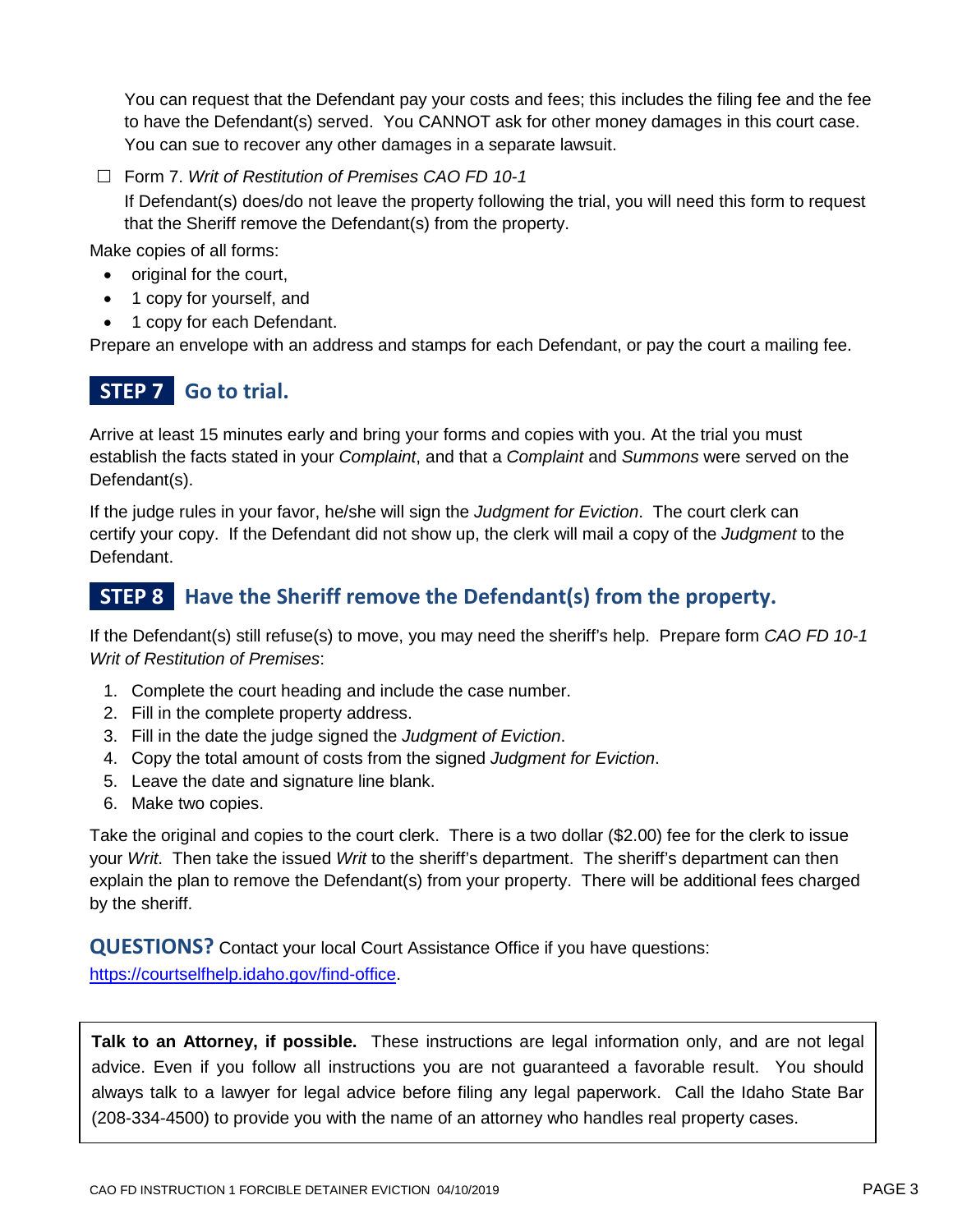You can request that the Defendant pay your costs and fees; this includes the filing fee and the fee to have the Defendant(s) served. You CANNOT ask for other money damages in this court case. You can sue to recover any other damages in a separate lawsuit.

☐ Form 7. *Writ of Restitution of Premises CAO FD 10-1*
If Defendant(s) does/do not leave the property following the trial, you will need this form to request that the Sheriff remove the Defendant(s) from the property.

Make copies of all forms:

- original for the court,
- 1 copy for yourself, and
- 1 copy for each Defendant.

Prepare an envelope with an address and stamps for each Defendant, or pay the court a mailing fee.

## STEP 7 Go to trial.

Arrive at least 15 minutes early and bring your forms and copies with you. At the trial you must establish the facts stated in your *Complaint*, and that a *Complaint* and *Summons* were served on the Defendant(s).

If the judge rules in your favor, he/she will sign the *Judgment for Eviction*. The court clerk can certify your copy. If the Defendant did not show up, the clerk will mail a copy of the *Judgment* to the Defendant.

## STEP 8 Have the Sheriff remove the Defendant(s) from the property.

If the Defendant(s) still refuse(s) to move, you may need the sheriff's help. Prepare form *CAO FD 10-1 Writ of Restitution of Premises*:

1. Complete the court heading and include the case number.
2. Fill in the complete property address.
3. Fill in the date the judge signed the *Judgment of Eviction*.
4. Copy the total amount of costs from the signed *Judgment for Eviction*.
5. Leave the date and signature line blank.
6. Make two copies.

Take the original and copies to the court clerk. There is a two dollar ($2.00) fee for the clerk to issue your *Writ*. Then take the issued *Writ* to the sheriff's department. The sheriff's department can then explain the plan to remove the Defendant(s) from your property. There will be additional fees charged by the sheriff.

**QUESTIONS?** Contact your local Court Assistance Office if you have questions: https://courtselfhelp.idaho.gov/find-office.

**Talk to an Attorney, if possible.** These instructions are legal information only, and are not legal advice. Even if you follow all instructions you are not guaranteed a favorable result. You should always talk to a lawyer for legal advice before filing any legal paperwork. Call the Idaho State Bar (208-334-4500) to provide you with the name of an attorney who handles real property cases.